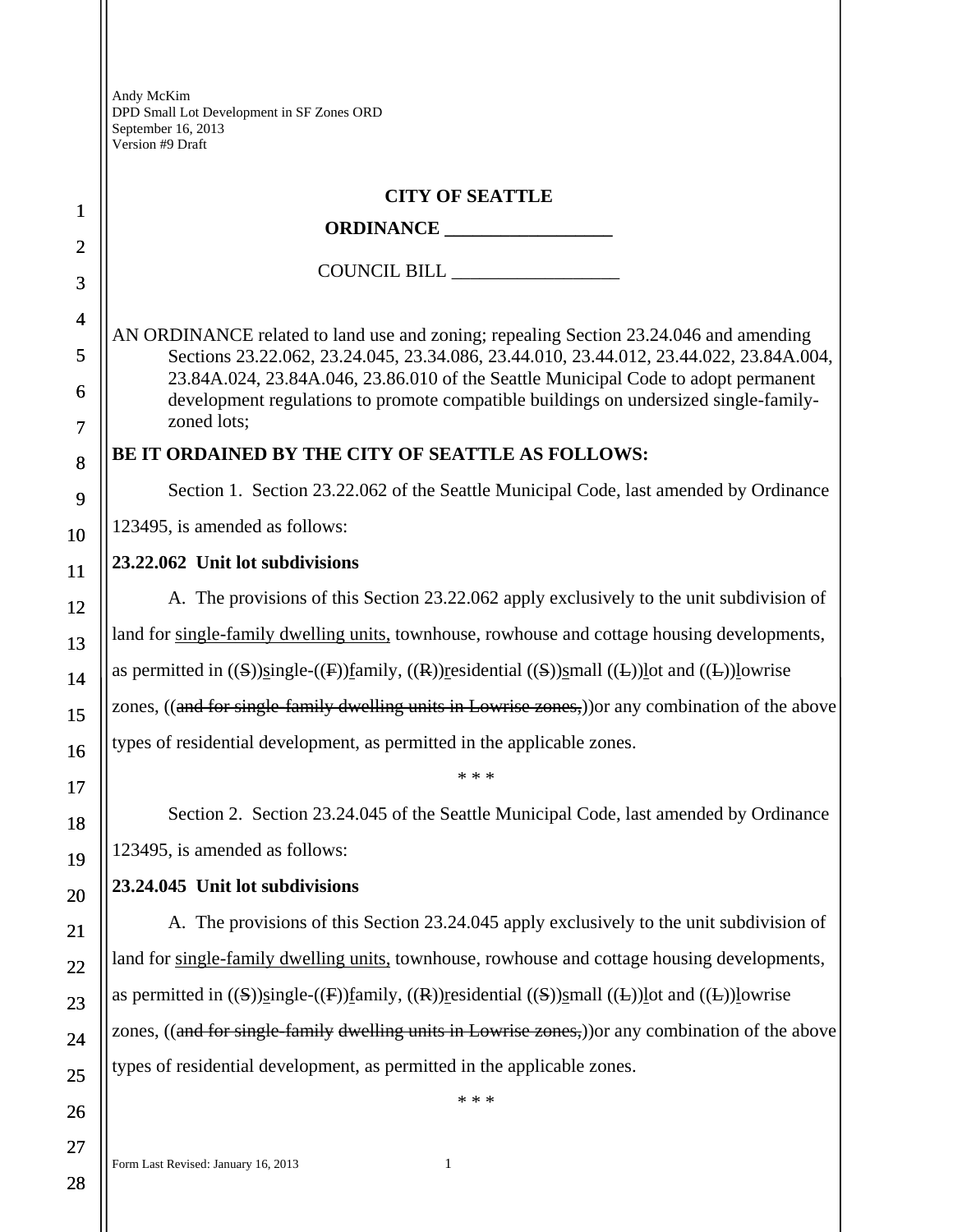Andy McKim
DPD Small Lot Development in SF Zones ORD
September 16, 2013
Version #9 Draft

**CITY OF SEATTLE**

**ORDINANCE __________________**

COUNCIL BILL __________________

AN ORDINANCE related to land use and zoning; repealing Section 23.24.046 and amending Sections 23.22.062, 23.24.045, 23.34.086, 23.44.010, 23.44.012, 23.44.022, 23.84A.004, 23.84A.024, 23.84A.046, 23.86.010 of the Seattle Municipal Code to adopt permanent development regulations to promote compatible buildings on undersized single-family-zoned lots;

**BE IT ORDAINED BY THE CITY OF SEATTLE AS FOLLOWS:**

Section 1. Section 23.22.062 of the Seattle Municipal Code, last amended by Ordinance 123495, is amended as follows:

**23.22.062 Unit lot subdivisions**

A. The provisions of this Section 23.22.062 apply exclusively to the unit subdivision of land for <u>single-family dwelling units,</u> townhouse, rowhouse and cottage housing developments, as permitted in ((~~S~~))<u>s</u>ingle-((~~F~~))<u>f</u>amily, ((~~R~~))<u>r</u>esidential ((~~S~~))<u>s</u>mall ((~~L~~))<u>l</u>ot and ((~~L~~))<u>l</u>owrise zones, ((~~and for single-family dwelling units in Lowrise zones,~~))or any combination of the above types of residential development, as permitted in the applicable zones.

\* \* \*

Section 2. Section 23.24.045 of the Seattle Municipal Code, last amended by Ordinance 123495, is amended as follows:

**23.24.045 Unit lot subdivisions**

A. The provisions of this Section 23.24.045 apply exclusively to the unit subdivision of land for <u>single-family dwelling units,</u> townhouse, rowhouse and cottage housing developments, as permitted in ((~~S~~))<u>s</u>ingle-((~~F~~))<u>f</u>amily, ((~~R~~))<u>r</u>esidential ((~~S~~))<u>s</u>mall ((~~L~~))<u>l</u>ot and ((~~L~~))<u>l</u>owrise zones, ((~~and for single-family dwelling units in Lowrise zones,~~))or any combination of the above types of residential development, as permitted in the applicable zones.

\* \* \*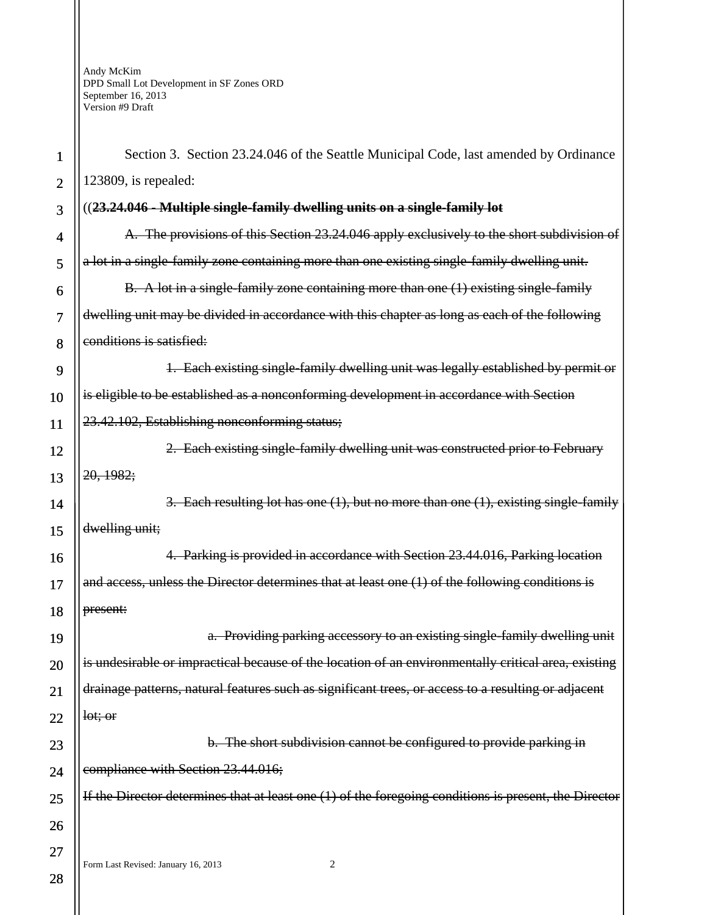Section 3. Section 23.24.046 of the Seattle Municipal Code, last amended by Ordinance 123809, is repealed:

((~~**23.24.046 - Multiple single-family dwelling units on a single-family lot**~~

~~A. The provisions of this Section 23.24.046 apply exclusively to the short subdivision of a lot in a single-family zone containing more than one existing single-family dwelling unit.~~

~~B. A lot in a single-family zone containing more than one (1) existing single-family dwelling unit may be divided in accordance with this chapter as long as each of the following conditions is satisfied:~~

~~1. Each existing single-family dwelling unit was legally established by permit or is eligible to be established as a nonconforming development in accordance with Section 23.42.102, Establishing nonconforming status;~~

~~2. Each existing single-family dwelling unit was constructed prior to February 20, 1982;~~

~~3. Each resulting lot has one (1), but no more than one (1), existing single-family dwelling unit;~~

~~4. Parking is provided in accordance with Section 23.44.016, Parking location and access, unless the Director determines that at least one (1) of the following conditions is present:~~

~~a. Providing parking accessory to an existing single-family dwelling unit is undesirable or impractical because of the location of an environmentally critical area, existing drainage patterns, natural features such as significant trees, or access to a resulting or adjacent lot; or~~

~~b. The short subdivision cannot be configured to provide parking in compliance with Section 23.44.016;~~

~~If the Director determines that at least one (1) of the foregoing conditions is present, the Director~~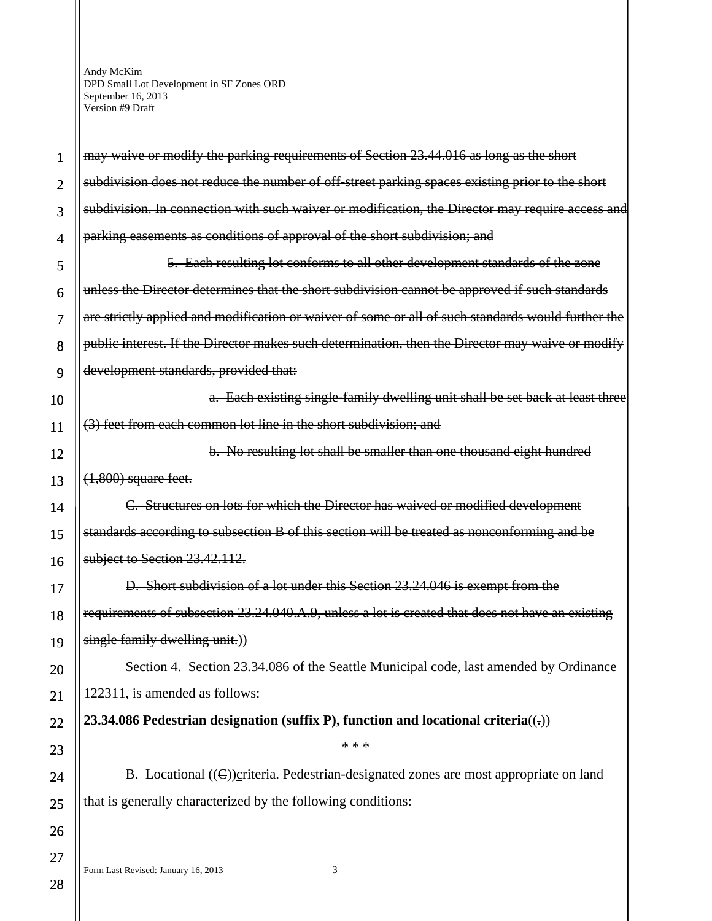~~may waive or modify the parking requirements of Section 23.44.016 as long as the short subdivision does not reduce the number of off-street parking spaces existing prior to the short subdivision. In connection with such waiver or modification, the Director may require access and parking easements as conditions of approval of the short subdivision; and~~

~~5. Each resulting lot conforms to all other development standards of the zone unless the Director determines that the short subdivision cannot be approved if such standards are strictly applied and modification or waiver of some or all of such standards would further the public interest. If the Director makes such determination, then the Director may waive or modify development standards, provided that:~~

~~a. Each existing single-family dwelling unit shall be set back at least three (3) feet from each common lot line in the short subdivision; and~~

~~b. No resulting lot shall be smaller than one thousand eight hundred (1,800) square feet.~~

~~C. Structures on lots for which the Director has waived or modified development standards according to subsection B of this section will be treated as nonconforming and be subject to Section 23.42.112.~~

~~D. Short subdivision of a lot under this Section 23.24.046 is exempt from the requirements of subsection 23.24.040.A.9, unless a lot is created that does not have an existing single family dwelling unit.~~))

Section 4. Section 23.34.086 of the Seattle Municipal code, last amended by Ordinance 122311, is amended as follows:

**23.34.086 Pedestrian designation (suffix P), function and locational criteria**((~~.~~))

\* \* \*

B. Locational ((~~C~~))criteria. Pedestrian-designated zones are most appropriate on land that is generally characterized by the following conditions: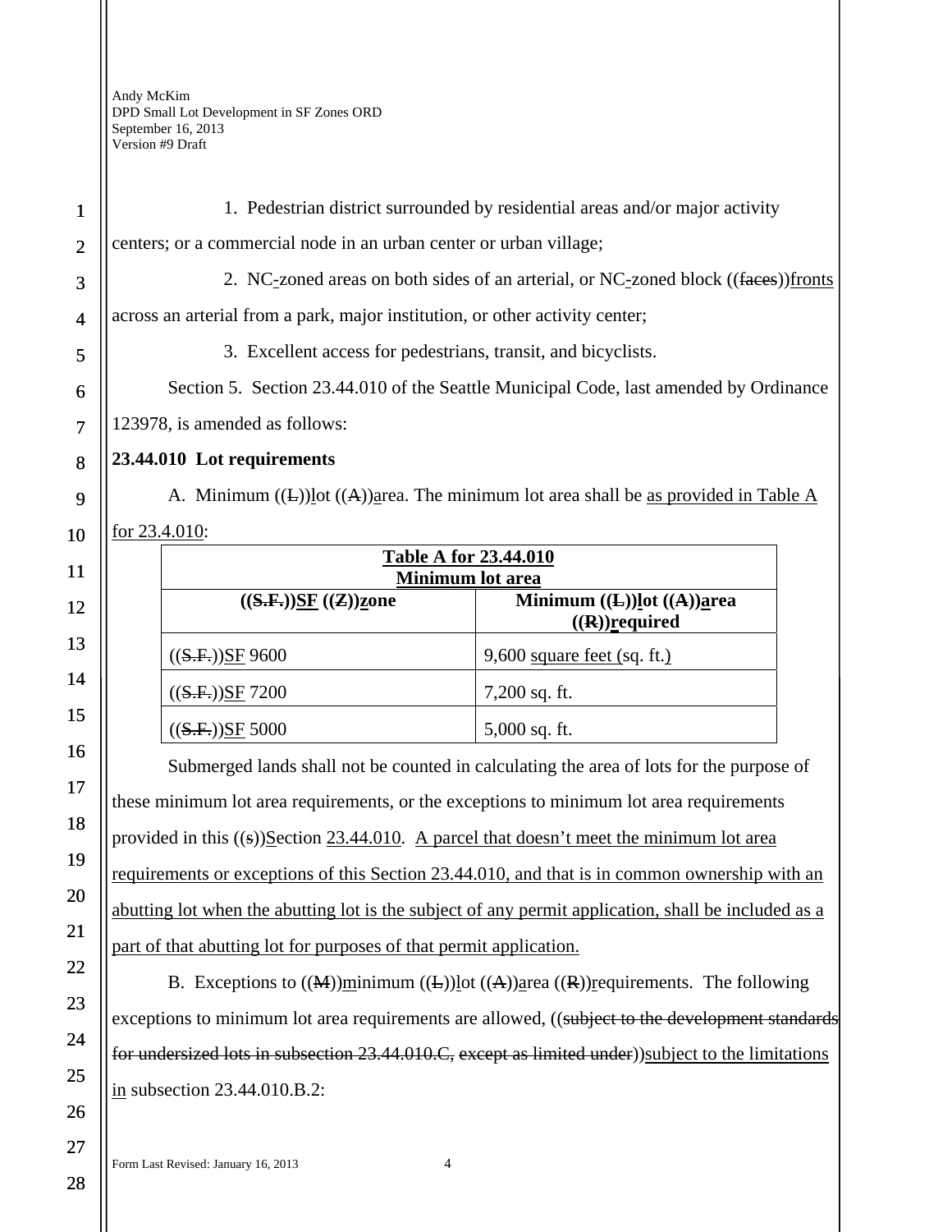1. Pedestrian district surrounded by residential areas and/or major activity centers; or a commercial node in an urban center or urban village;

2. NC-zoned areas on both sides of an arterial, or NC-zoned block ((~~faces~~))fronts across an arterial from a park, major institution, or other activity center;

3. Excellent access for pedestrians, transit, and bicyclists.

Section 5. Section 23.44.010 of the Seattle Municipal Code, last amended by Ordinance 123978, is amended as follows:

**23.44.010 Lot requirements**

A. Minimum ((~~L~~))lot ((~~A~~))area. The minimum lot area shall be as provided in Table A for 23.4.010:

| **Table A for 23.44.010** **Minimum lot area** | |
|---|---|
| **((~~S.F.~~))SF ((~~Z~~))zone** | **Minimum ((~~L~~))lot ((~~A~~))area ((~~R~~))required** |
| ((~~S.F.~~))SF 9600 | 9,600 square feet (sq. ft.) |
| ((~~S.F.~~))SF 7200 | 7,200 sq. ft. |
| ((~~S.F.~~))SF 5000 | 5,000 sq. ft. |

Submerged lands shall not be counted in calculating the area of lots for the purpose of these minimum lot area requirements, or the exceptions to minimum lot area requirements provided in this ((~~s~~))Section 23.44.010. A parcel that doesn't meet the minimum lot area requirements or exceptions of this Section 23.44.010, and that is in common ownership with an abutting lot when the abutting lot is the subject of any permit application, shall be included as a part of that abutting lot for purposes of that permit application.

B. Exceptions to ((~~M~~))minimum ((~~L~~))lot ((~~A~~))area ((~~R~~))requirements. The following exceptions to minimum lot area requirements are allowed, ((~~subject to the development standards for undersized lots in subsection 23.44.010.C, except as limited under~~))subject to the limitations in subsection 23.44.010.B.2: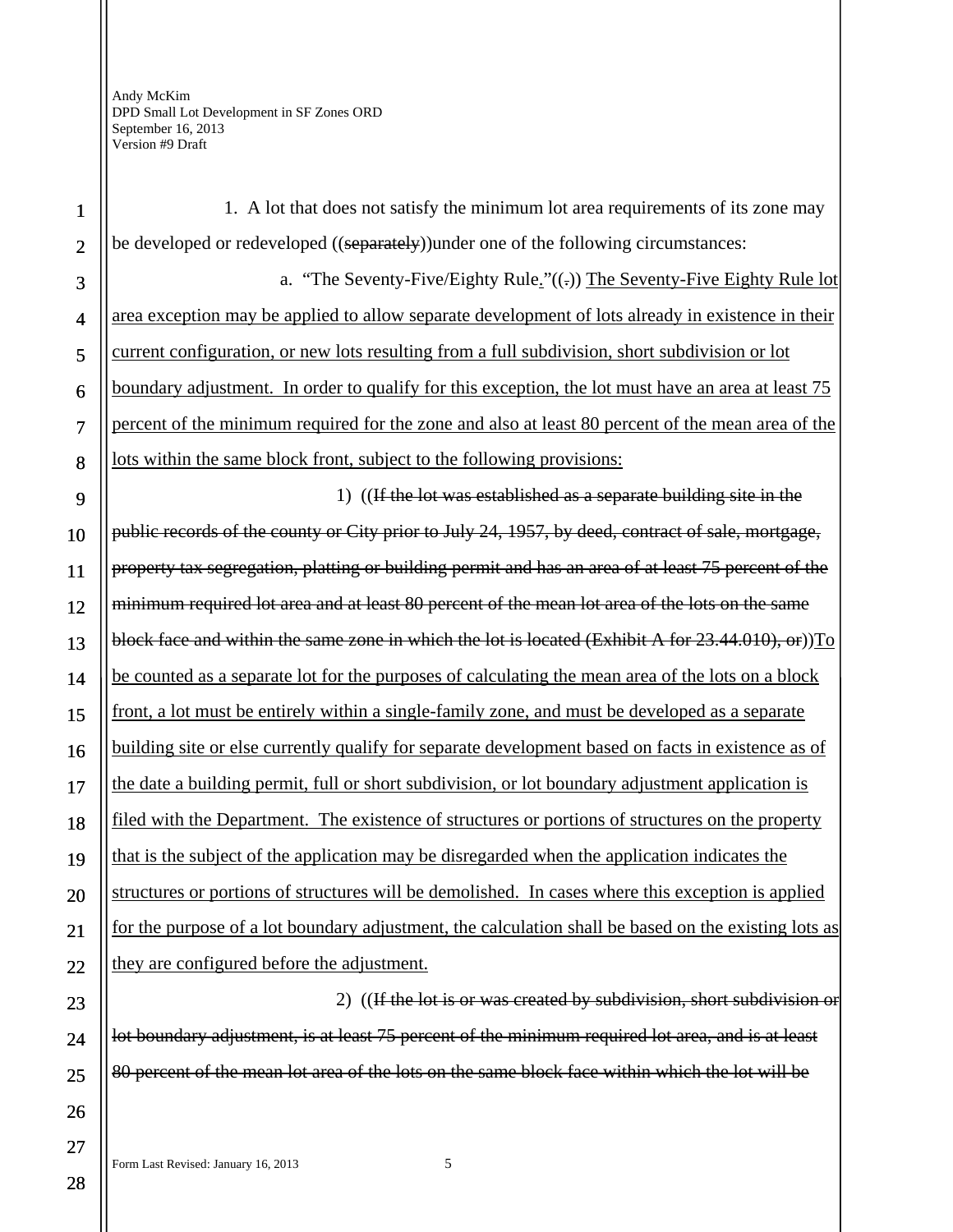1. A lot that does not satisfy the minimum lot area requirements of its zone may be developed or redeveloped ((~~separately~~))under one of the following circumstances:

a. "The Seventy-Five/Eighty Rule<u>.</u>"((~~.~~)) <u>The Seventy-Five Eighty Rule lot area exception may be applied to allow separate development of lots already in existence in their current configuration, or new lots resulting from a full subdivision, short subdivision or lot boundary adjustment. In order to qualify for this exception, the lot must have an area at least 75 percent of the minimum required for the zone and also at least 80 percent of the mean area of the lots within the same block front, subject to the following provisions:</u>

1) ((~~If the lot was established as a separate building site in the public records of the county or City prior to July 24, 1957, by deed, contract of sale, mortgage, property tax segregation, platting or building permit and has an area of at least 75 percent of the minimum required lot area and at least 80 percent of the mean lot area of the lots on the same block face and within the same zone in which the lot is located (Exhibit A for 23.44.010), or~~))<u>To be counted as a separate lot for the purposes of calculating the mean area of the lots on a block front, a lot must be entirely within a single-family zone, and must be developed as a separate building site or else currently qualify for separate development based on facts in existence as of the date a building permit, full or short subdivision, or lot boundary adjustment application is filed with the Department. The existence of structures or portions of structures on the property that is the subject of the application may be disregarded when the application indicates the structures or portions of structures will be demolished. In cases where this exception is applied for the purpose of a lot boundary adjustment, the calculation shall be based on the existing lots as they are configured before the adjustment.</u>

2) ((~~If the lot is or was created by subdivision, short subdivision or lot boundary adjustment, is at least 75 percent of the minimum required lot area, and is at least 80 percent of the mean lot area of the lots on the same block face within which the lot will be~~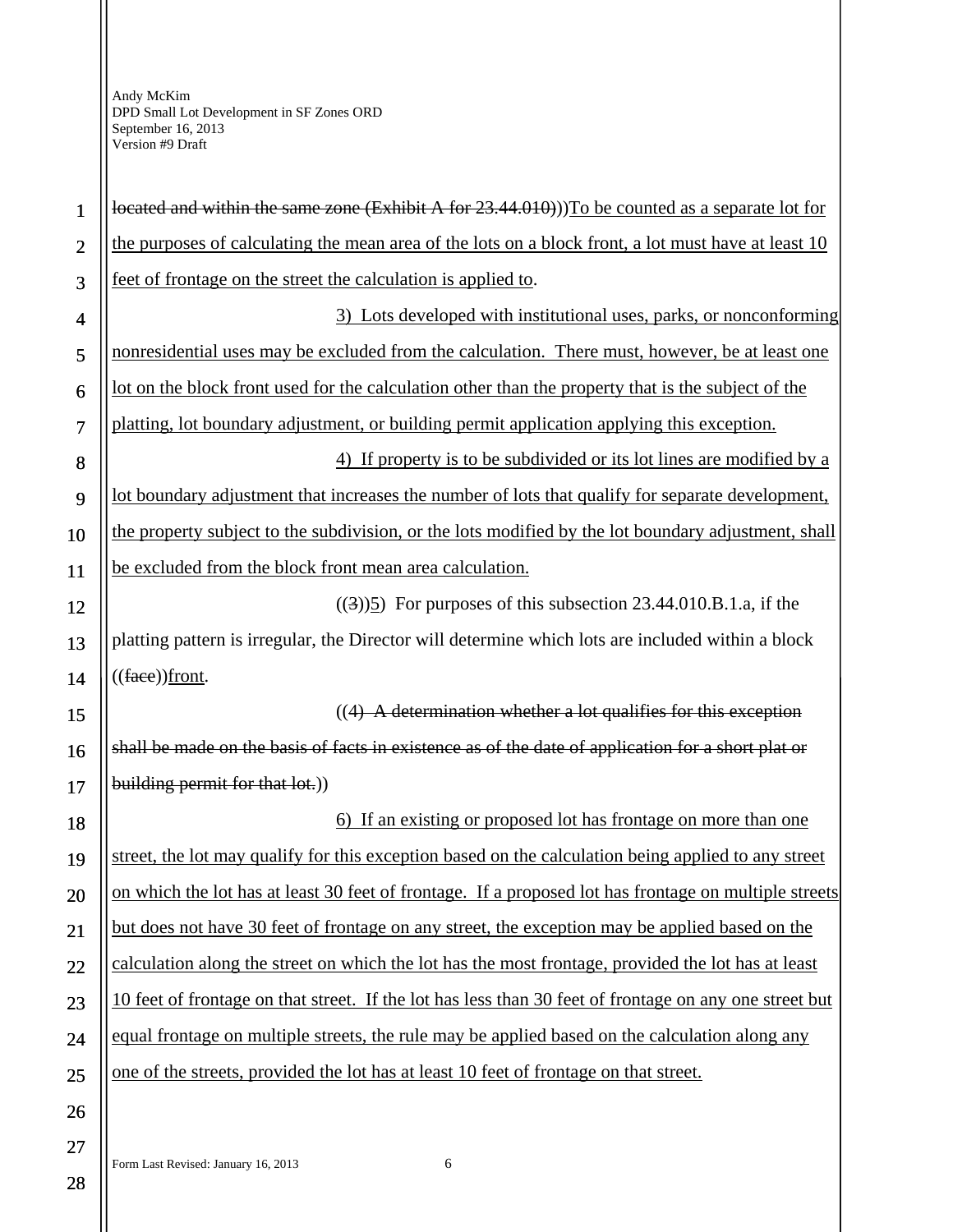~~located and within the same zone (Exhibit A for 23.44.010)~~))To be counted as a separate lot for the purposes of calculating the mean area of the lots on a block front, a lot must have at least 10 feet of frontage on the street the calculation is applied to.

3) Lots developed with institutional uses, parks, or nonconforming nonresidential uses may be excluded from the calculation. There must, however, be at least one lot on the block front used for the calculation other than the property that is the subject of the platting, lot boundary adjustment, or building permit application applying this exception.

4) If property is to be subdivided or its lot lines are modified by a lot boundary adjustment that increases the number of lots that qualify for separate development, the property subject to the subdivision, or the lots modified by the lot boundary adjustment, shall be excluded from the block front mean area calculation.

((~~3~~))5) For purposes of this subsection 23.44.010.B.1.a, if the platting pattern is irregular, the Director will determine which lots are included within a block ((~~face~~))front.

((~~4) A determination whether a lot qualifies for this exception shall be made on the basis of facts in existence as of the date of application for a short plat or building permit for that lot.~~))

6) If an existing or proposed lot has frontage on more than one street, the lot may qualify for this exception based on the calculation being applied to any street on which the lot has at least 30 feet of frontage. If a proposed lot has frontage on multiple streets but does not have 30 feet of frontage on any street, the exception may be applied based on the calculation along the street on which the lot has the most frontage, provided the lot has at least 10 feet of frontage on that street. If the lot has less than 30 feet of frontage on any one street but equal frontage on multiple streets, the rule may be applied based on the calculation along any one of the streets, provided the lot has at least 10 feet of frontage on that street.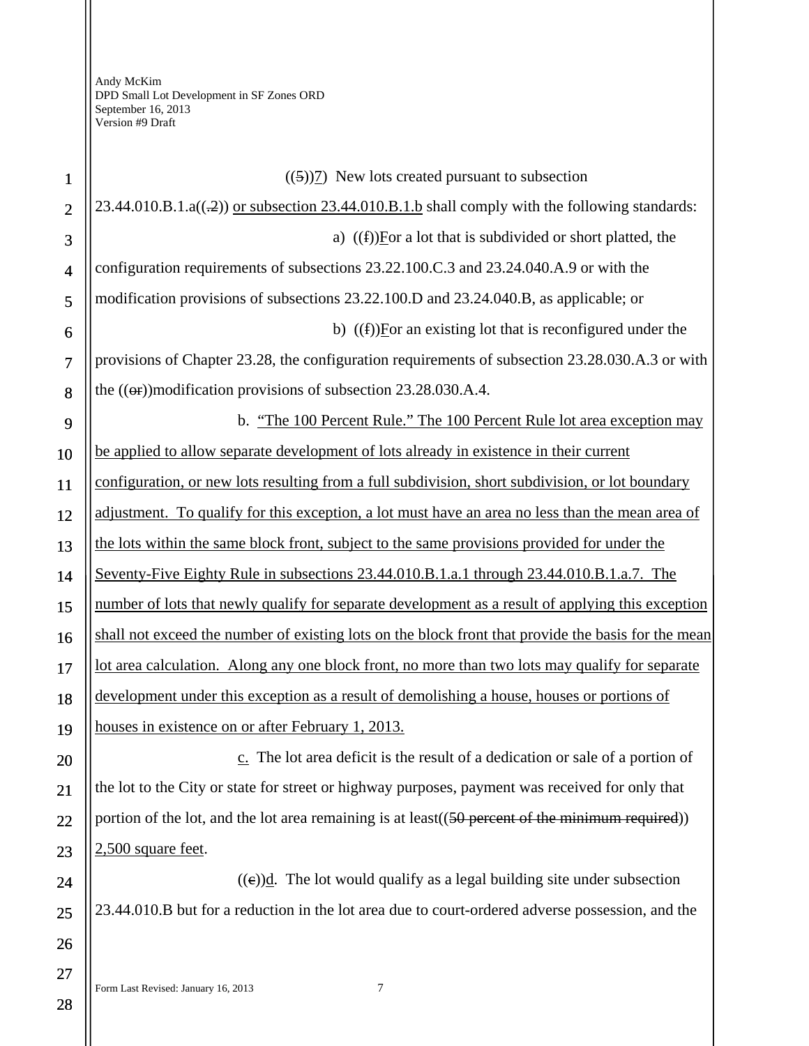((5))7) New lots created pursuant to subsection 23.44.010.B.1.a((.2)) or subsection 23.44.010.B.1.b shall comply with the following standards:

a) ((f))For a lot that is subdivided or short platted, the configuration requirements of subsections 23.22.100.C.3 and 23.24.040.A.9 or with the modification provisions of subsections 23.22.100.D and 23.24.040.B, as applicable; or

b) ((f))For an existing lot that is reconfigured under the provisions of Chapter 23.28, the configuration requirements of subsection 23.28.030.A.3 or with the ((or))modification provisions of subsection 23.28.030.A.4.

b. "The 100 Percent Rule." The 100 Percent Rule lot area exception may be applied to allow separate development of lots already in existence in their current configuration, or new lots resulting from a full subdivision, short subdivision, or lot boundary adjustment. To qualify for this exception, a lot must have an area no less than the mean area of the lots within the same block front, subject to the same provisions provided for under the Seventy-Five Eighty Rule in subsections 23.44.010.B.1.a.1 through 23.44.010.B.1.a.7. The number of lots that newly qualify for separate development as a result of applying this exception shall not exceed the number of existing lots on the block front that provide the basis for the mean lot area calculation. Along any one block front, no more than two lots may qualify for separate development under this exception as a result of demolishing a house, houses or portions of houses in existence on or after February 1, 2013.

c. The lot area deficit is the result of a dedication or sale of a portion of the lot to the City or state for street or highway purposes, payment was received for only that portion of the lot, and the lot area remaining is at least((50 percent of the minimum required)) 2,500 square feet.

((c))d. The lot would qualify as a legal building site under subsection 23.44.010.B but for a reduction in the lot area due to court-ordered adverse possession, and the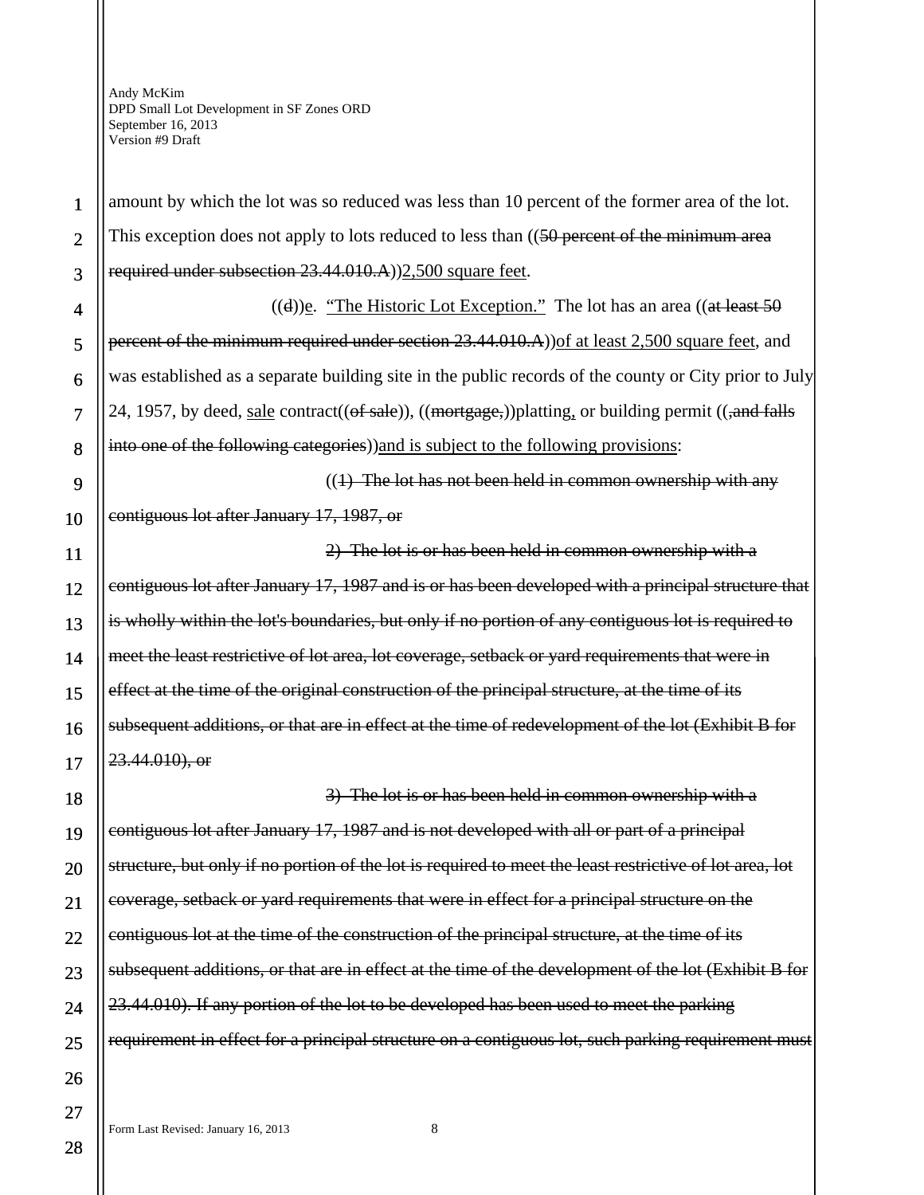amount by which the lot was so reduced was less than 10 percent of the former area of the lot. This exception does not apply to lots reduced to less than ((~~50 percent of the minimum area required under subsection 23.44.010.A~~))<u>2,500 square feet</u>.

((~~d~~))<u>e</u>. <u>"The Historic Lot Exception."</u> The lot has an area ((~~at least 50 percent of the minimum required under section 23.44.010.A~~))<u>of at least 2,500 square feet</u>, and was established as a separate building site in the public records of the county or City prior to July 24, 1957, by deed, <u>sale</u> contract((~~of sale~~)), ((~~mortgage,~~))platting<u>,</u> or building permit ((~~,and falls into one of the following categories~~))<u>and is subject to the following provisions</u>:

((~~1) The lot has not been held in common ownership with any contiguous lot after January 17, 1987, or~~

~~2) The lot is or has been held in common ownership with a contiguous lot after January 17, 1987 and is or has been developed with a principal structure that is wholly within the lot's boundaries, but only if no portion of any contiguous lot is required to meet the least restrictive of lot area, lot coverage, setback or yard requirements that were in effect at the time of the original construction of the principal structure, at the time of its subsequent additions, or that are in effect at the time of redevelopment of the lot (Exhibit B for 23.44.010), or~~

~~3) The lot is or has been held in common ownership with a contiguous lot after January 17, 1987 and is not developed with all or part of a principal structure, but only if no portion of the lot is required to meet the least restrictive of lot area, lot coverage, setback or yard requirements that were in effect for a principal structure on the contiguous lot at the time of the construction of the principal structure, at the time of its subsequent additions, or that are in effect at the time of the development of the lot (Exhibit B for 23.44.010). If any portion of the lot to be developed has been used to meet the parking requirement in effect for a principal structure on a contiguous lot, such parking requirement must~~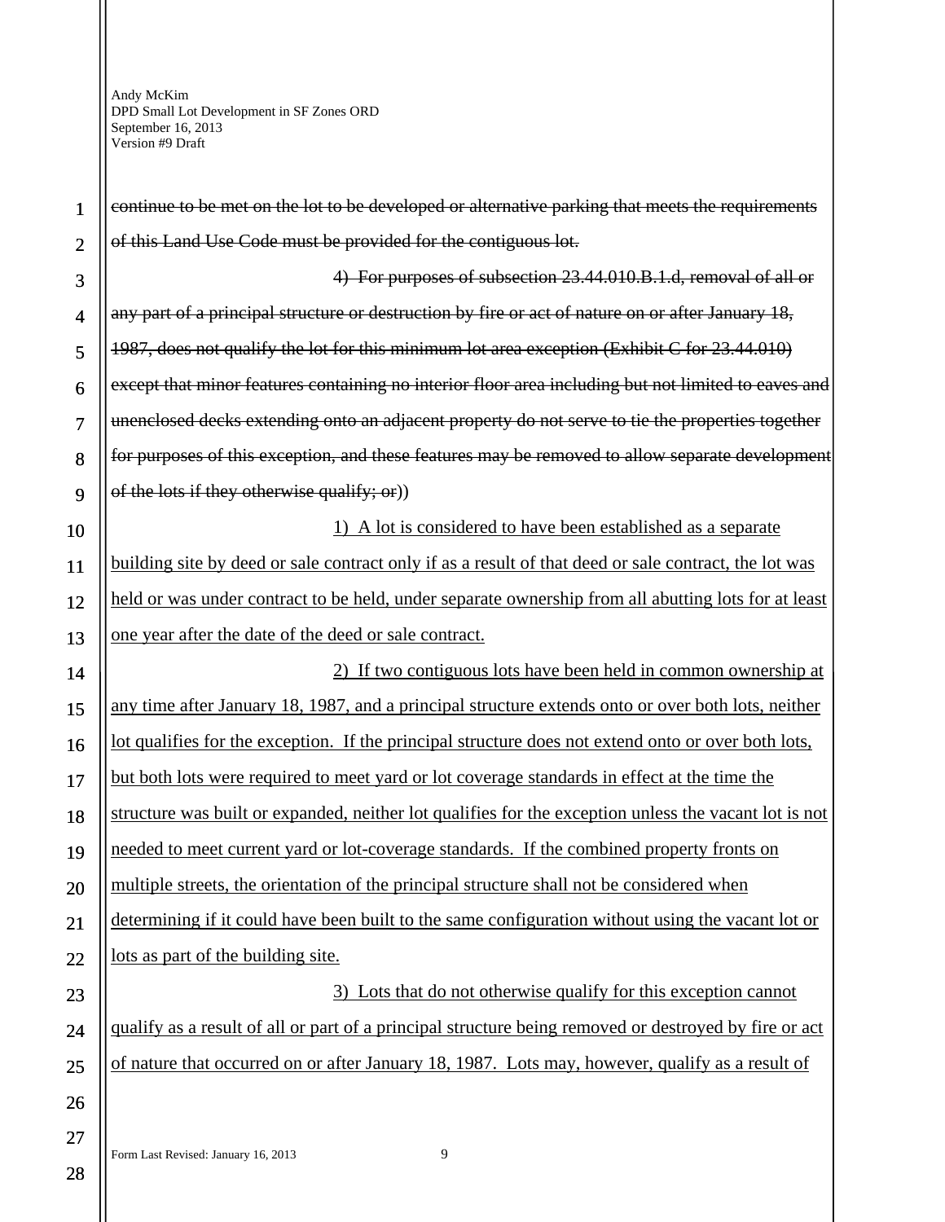~~continue to be met on the lot to be developed or alternative parking that meets the requirements of this Land Use Code must be provided for the contiguous lot.~~

~~4) For purposes of subsection 23.44.010.B.1.d, removal of all or any part of a principal structure or destruction by fire or act of nature on or after January 18, 1987, does not qualify the lot for this minimum lot area exception (Exhibit C for 23.44.010) except that minor features containing no interior floor area including but not limited to eaves and unenclosed decks extending onto an adjacent property do not serve to tie the properties together for purposes of this exception, and these features may be removed to allow separate development of the lots if they otherwise qualify; or~~))

<u>1) A lot is considered to have been established as a separate building site by deed or sale contract only if as a result of that deed or sale contract, the lot was held or was under contract to be held, under separate ownership from all abutting lots for at least one year after the date of the deed or sale contract.</u>

<u>2) If two contiguous lots have been held in common ownership at any time after January 18, 1987, and a principal structure extends onto or over both lots, neither lot qualifies for the exception. If the principal structure does not extend onto or over both lots, but both lots were required to meet yard or lot coverage standards in effect at the time the structure was built or expanded, neither lot qualifies for the exception unless the vacant lot is not needed to meet current yard or lot-coverage standards. If the combined property fronts on multiple streets, the orientation of the principal structure shall not be considered when determining if it could have been built to the same configuration without using the vacant lot or lots as part of the building site.</u>

<u>3) Lots that do not otherwise qualify for this exception cannot qualify as a result of all or part of a principal structure being removed or destroyed by fire or act of nature that occurred on or after January 18, 1987. Lots may, however, qualify as a result of</u>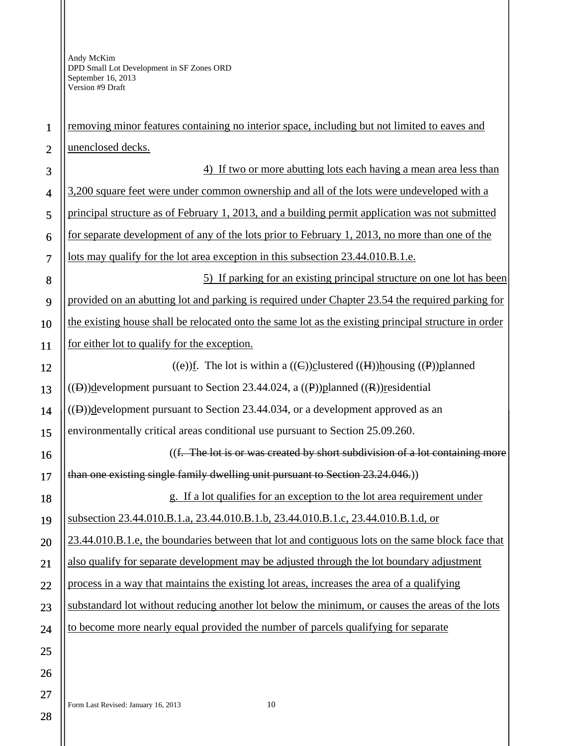removing minor features containing no interior space, including but not limited to eaves and unenclosed decks.

4) If two or more abutting lots each having a mean area less than 3,200 square feet were under common ownership and all of the lots were undeveloped with a principal structure as of February 1, 2013, and a building permit application was not submitted for separate development of any of the lots prior to February 1, 2013, no more than one of the lots may qualify for the lot area exception in this subsection 23.44.010.B.1.e.

5) If parking for an existing principal structure on one lot has been provided on an abutting lot and parking is required under Chapter 23.54 the required parking for the existing house shall be relocated onto the same lot as the existing principal structure in order for either lot to qualify for the exception.

((e))f. The lot is within a ((C))clustered ((H))housing ((P))planned ((D))development pursuant to Section 23.44.024, a ((P))planned ((R))residential ((D))development pursuant to Section 23.44.034, or a development approved as an environmentally critical areas conditional use pursuant to Section 25.09.260.

((f. The lot is or was created by short subdivision of a lot containing more than one existing single family dwelling unit pursuant to Section 23.24.046.))

g. If a lot qualifies for an exception to the lot area requirement under subsection 23.44.010.B.1.a, 23.44.010.B.1.b, 23.44.010.B.1.c, 23.44.010.B.1.d, or 23.44.010.B.1.e, the boundaries between that lot and contiguous lots on the same block face that also qualify for separate development may be adjusted through the lot boundary adjustment process in a way that maintains the existing lot areas, increases the area of a qualifying substandard lot without reducing another lot below the minimum, or causes the areas of the lots to become more nearly equal provided the number of parcels qualifying for separate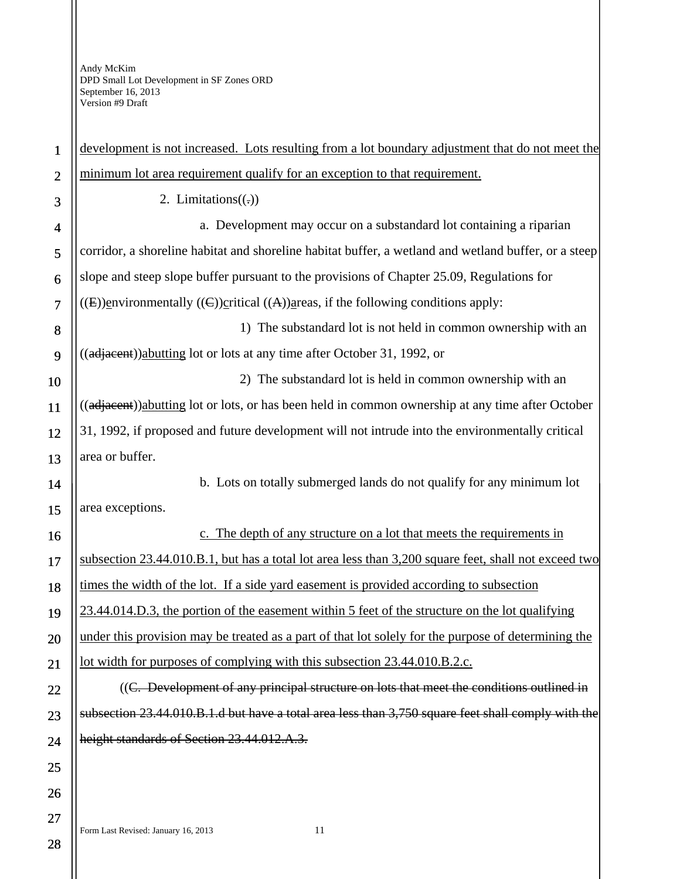development is not increased. Lots resulting from a lot boundary adjustment that do not meet the minimum lot area requirement qualify for an exception to that requirement.

2. Limitations((.))

a. Development may occur on a substandard lot containing a riparian corridor, a shoreline habitat and shoreline habitat buffer, a wetland and wetland buffer, or a steep slope and steep slope buffer pursuant to the provisions of Chapter 25.09, Regulations for ((E))environmentally ((C))critical ((A))areas, if the following conditions apply:

1) The substandard lot is not held in common ownership with an ((adjacent))abutting lot or lots at any time after October 31, 1992, or

2) The substandard lot is held in common ownership with an ((adjacent))abutting lot or lots, or has been held in common ownership at any time after October 31, 1992, if proposed and future development will not intrude into the environmentally critical area or buffer.

b. Lots on totally submerged lands do not qualify for any minimum lot area exceptions.

c. The depth of any structure on a lot that meets the requirements in subsection 23.44.010.B.1, but has a total lot area less than 3,200 square feet, shall not exceed two times the width of the lot. If a side yard easement is provided according to subsection 23.44.014.D.3, the portion of the easement within 5 feet of the structure on the lot qualifying under this provision may be treated as a part of that lot solely for the purpose of determining the lot width for purposes of complying with this subsection 23.44.010.B.2.c.

((~~C. Development of any principal structure on lots that meet the conditions outlined in subsection 23.44.010.B.1.d but have a total area less than 3,750 square feet shall comply with the height standards of Section 23.44.012.A.3.~~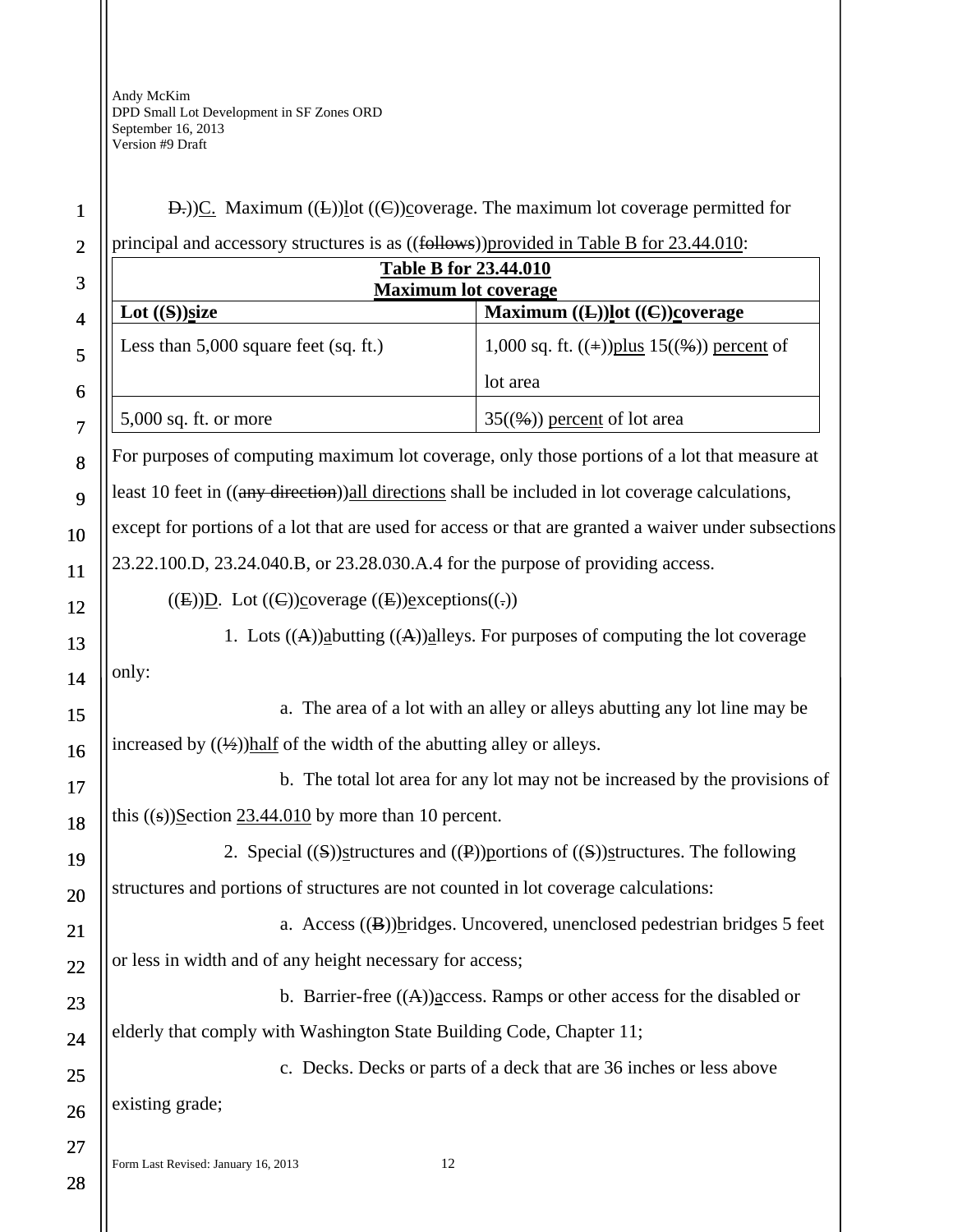D.))C. Maximum ((L))lot ((C))coverage. The maximum lot coverage permitted for principal and accessory structures is as ((follows))provided in Table B for 23.44.010:

| **Table B for 23.44.010 Maximum lot coverage** | |
|---|---|
| **Lot ((S))size** | **Maximum ((L))lot ((C))coverage** |
| Less than 5,000 square feet (sq. ft.) | 1,000 sq. ft. ((+))plus 15((%)) percent of lot area |
| 5,000 sq. ft. or more | 35((%)) percent of lot area |

For purposes of computing maximum lot coverage, only those portions of a lot that measure at least 10 feet in ((any direction))all directions shall be included in lot coverage calculations, except for portions of a lot that are used for access or that are granted a waiver under subsections 23.22.100.D, 23.24.040.B, or 23.28.030.A.4 for the purpose of providing access.

((E))D. Lot ((C))coverage ((E))exceptions((.))

1. Lots ((A))abutting ((A))alleys. For purposes of computing the lot coverage only:

a. The area of a lot with an alley or alleys abutting any lot line may be increased by ((½))half of the width of the abutting alley or alleys.

b. The total lot area for any lot may not be increased by the provisions of this ((s))Section 23.44.010 by more than 10 percent.

2. Special ((S))structures and ((P))portions of ((S))structures. The following structures and portions of structures are not counted in lot coverage calculations:

a. Access ((B))bridges. Uncovered, unenclosed pedestrian bridges 5 feet or less in width and of any height necessary for access;

b. Barrier-free ((A))access. Ramps or other access for the disabled or elderly that comply with Washington State Building Code, Chapter 11;

c. Decks. Decks or parts of a deck that are 36 inches or less above existing grade;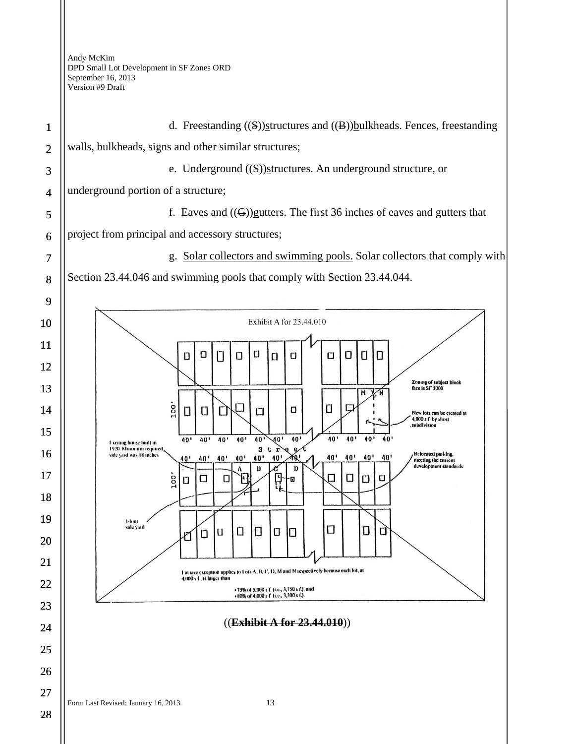d. Freestanding ((~~S~~))<u>s</u>tructures and ((~~B~~))<u>b</u>ulkheads. Fences, freestanding walls, bulkheads, signs and other similar structures;

e. Underground ((~~S~~))<u>s</u>tructures. An underground structure, or underground portion of a structure;

f. Eaves and ((~~G~~))<u>g</u>utters. The first 36 inches of eaves and gutters that project from principal and accessory structures;

g. <u>Solar collectors and swimming pools.</u> Solar collectors that comply with Section 23.44.046 and swimming pools that comply with Section 23.44.044.

Exhibit A for 23.44.010

Zoning of subject block face is SF 5000

New lots can be created at 4,000 s.f. by short subdivision

Existing house built in 1920. Minimum required side yard was 18 inches

Relocated parking, meeting the current development standards

3-foot side yard

Lot size exception applies to Lots A, B, C, D, M and N respectively because each lot, at 4,000 s.f., is larger than

- 75% of 5,000 s.f. (i.e., 3,750 s.f.), and
- 80% of 4,000 s.f. (i.e., 3,200 s.f.).

((~~**Exhibit A for 23.44.010**~~))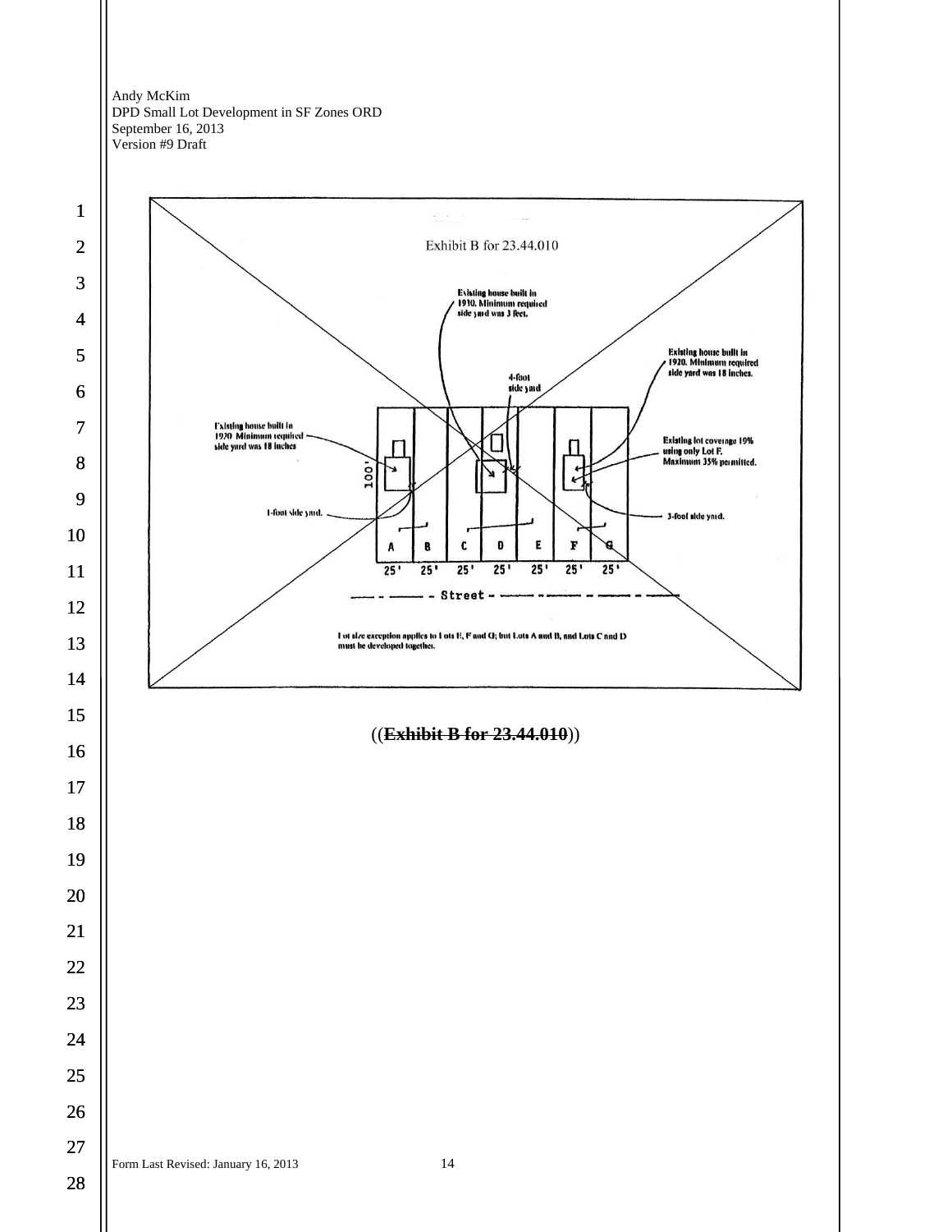Exhibit B for 23.44.010

Existing house built in 1910. Minimum required side yard was 3 feet.

Existing house built in 1920. Minimum required side yard was 18 inches.

4-foot side yard

Existing house built in 1920 Minimum required side yard was 18 inches

Existing lot coverage 19% using only Lot F. Maximum 35% permitted.

100'

1-foot side yard.

3-foot side yard.

A B C D E F G

25' 25' 25' 25' 25' 25' 25'

Street

Lot size exception applies to Lots E, F and G; but Lots A and B, and Lots C and D must be developed together.

((~~**Exhibit B for 23.44.010**~~))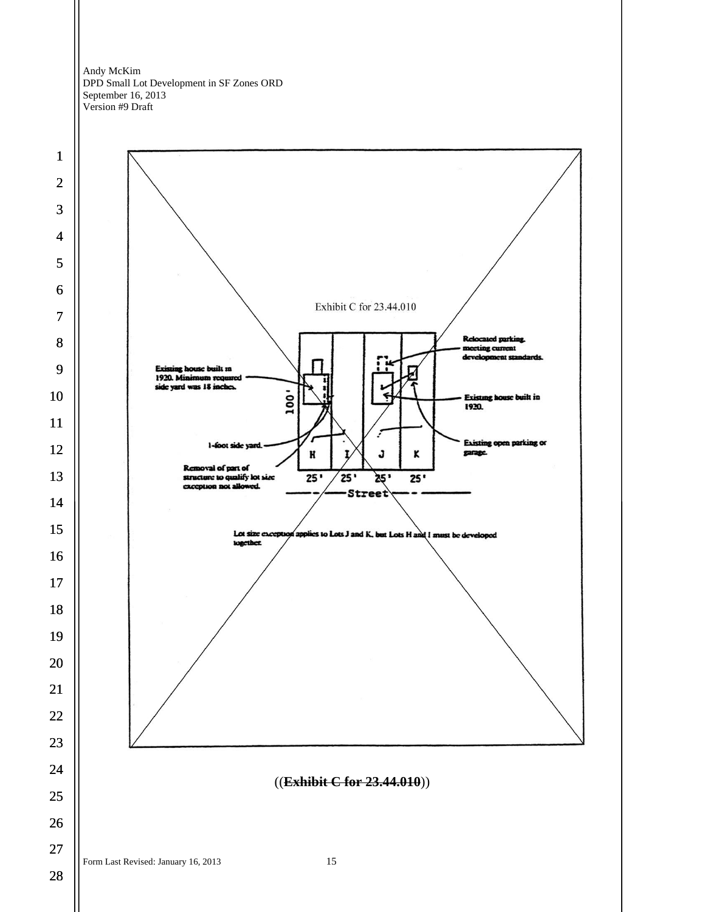Exhibit C for 23.44.010

Existing house built in 1920. Minimum required side yard was 18 inches.

Relocated parking meeting current development standards.

Existing house built in 1920.

1-foot side yard.

Existing open parking or garage.

Removal of part of structure to qualify lot size exception not allowed.

100'

H I J K

25' 25' 25' 25'

Street

Lot size exception applies to Lots J and K, but Lots H and I must be developed together.

((~~**Exhibit C for 23.44.010**~~))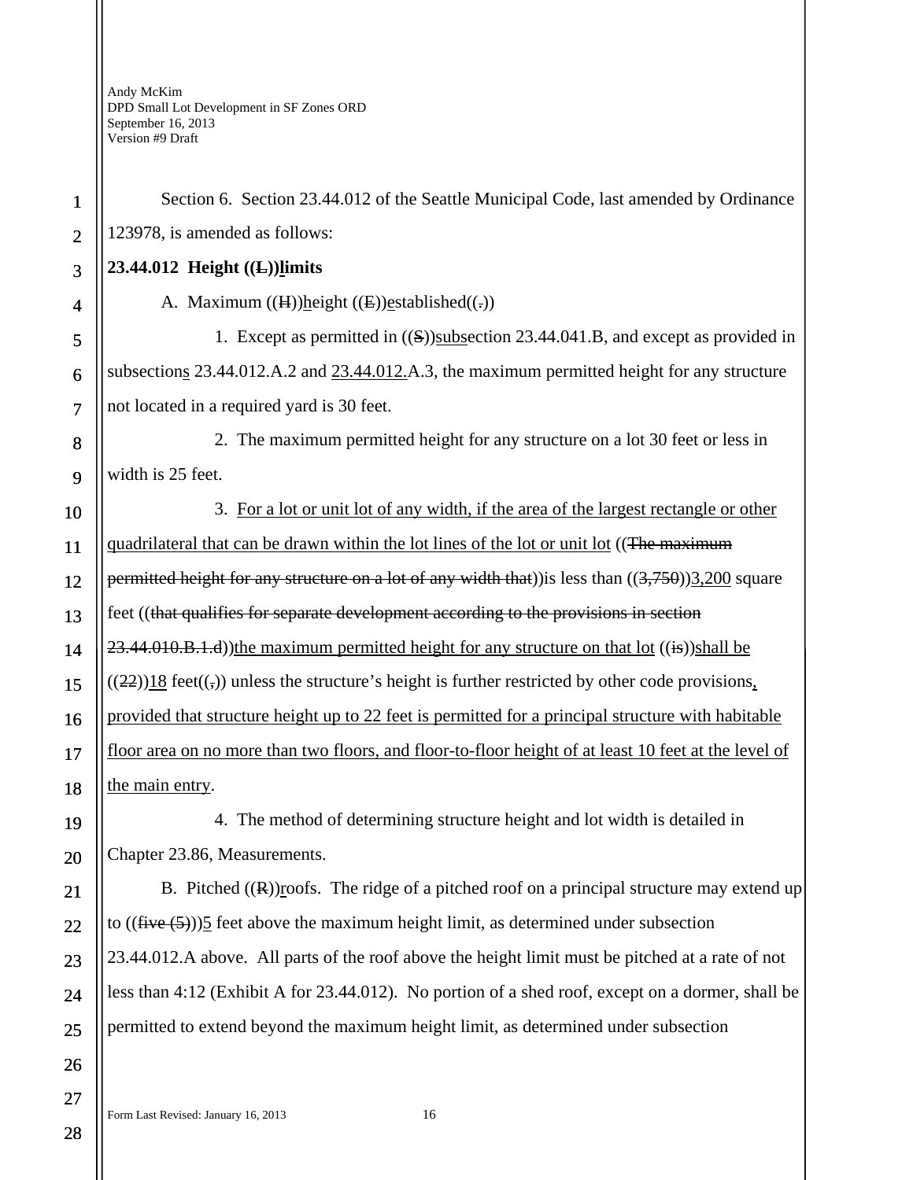Section 6. Section 23.44.012 of the Seattle Municipal Code, last amended by Ordinance 123978, is amended as follows:

**23.44.012 Height ((~~L~~))<u>l</u>imits**

A. Maximum ((~~H~~))<u>h</u>eight ((~~E~~))<u>e</u>stablished((~~.~~))

1. Except as permitted in ((~~S~~))<u>subs</u>ection 23.44.041.B, and except as provided in subsection<u>s</u> 23.44.012.A.2 and <u>23.44.012.</u>A.3, the maximum permitted height for any structure not located in a required yard is 30 feet.

2. The maximum permitted height for any structure on a lot 30 feet or less in width is 25 feet.

3. <u>For a lot or unit lot of any width, if the area of the largest rectangle or other quadrilateral that can be drawn within the lot lines of the lot or unit lot</u> ((~~The maximum permitted height for any structure on a lot of any width that~~))is less than ((~~3,750~~))<u>3,200</u> square feet ((~~that qualifies for separate development according to the provisions in section 23.44.010.B.1.d~~))<u>the maximum permitted height for any structure on that lot</u> ((~~is~~))<u>shall be</u> ((~~22~~))<u>18</u> feet((~~,~~)) unless the structure's height is further restricted by other code provisions<u>, provided that structure height up to 22 feet is permitted for a principal structure with habitable floor area on no more than two floors, and floor-to-floor height of at least 10 feet at the level of the main entry</u>.

4. The method of determining structure height and lot width is detailed in Chapter 23.86, Measurements.

B. Pitched ((~~R~~))<u>r</u>oofs. The ridge of a pitched roof on a principal structure may extend up to ((~~five (5)~~))<u>5</u> feet above the maximum height limit, as determined under subsection 23.44.012.A above. All parts of the roof above the height limit must be pitched at a rate of not less than 4:12 (Exhibit A for 23.44.012). No portion of a shed roof, except on a dormer, shall be permitted to extend beyond the maximum height limit, as determined under subsection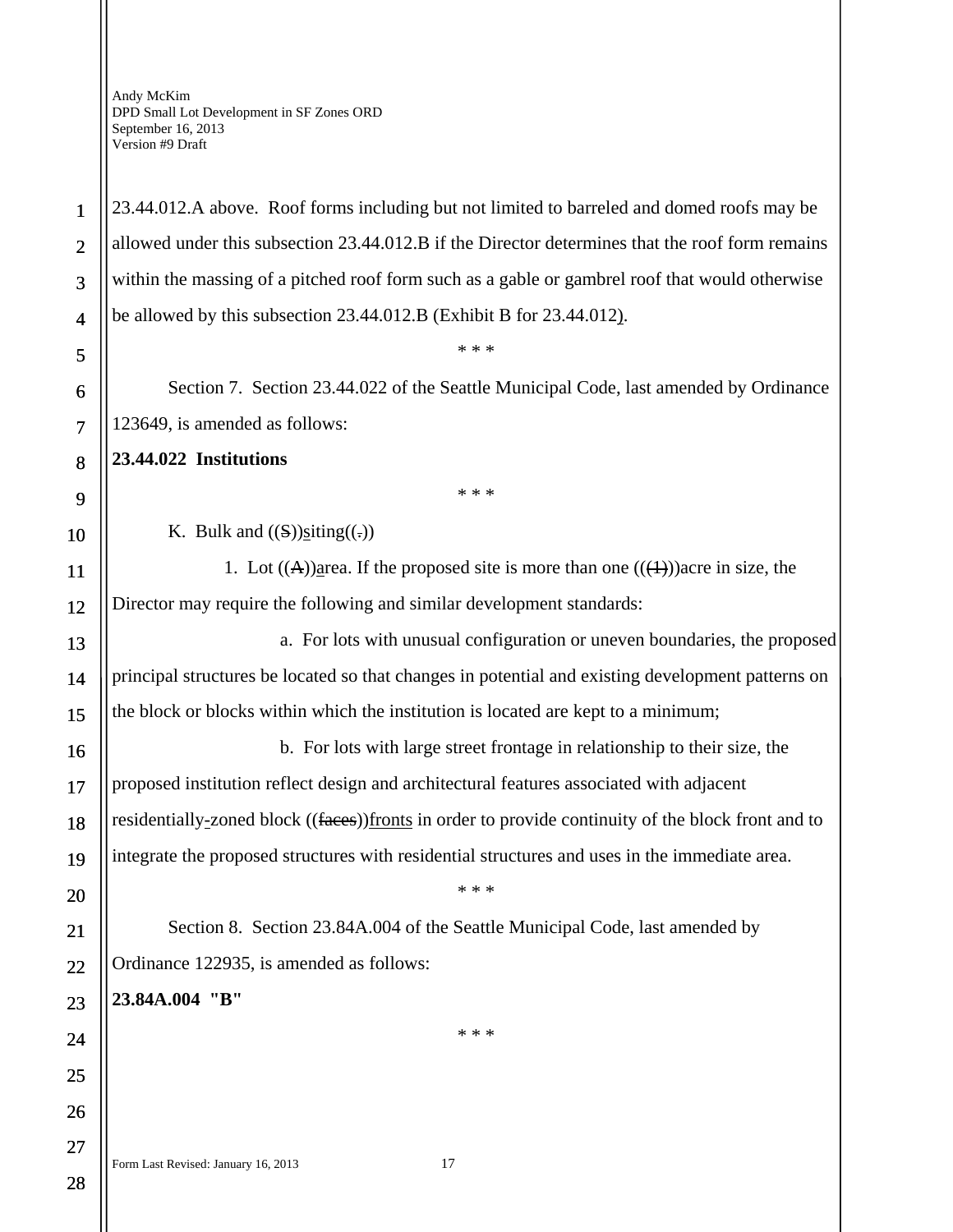23.44.012.A above. Roof forms including but not limited to barreled and domed roofs may be allowed under this subsection 23.44.012.B if the Director determines that the roof form remains within the massing of a pitched roof form such as a gable or gambrel roof that would otherwise be allowed by this subsection 23.44.012.B (Exhibit B for 23.44.012).

\* \* \*

Section 7. Section 23.44.022 of the Seattle Municipal Code, last amended by Ordinance 123649, is amended as follows:

**23.44.022 Institutions**

\* \* \*

K. Bulk and ((S))siting((.))

1. Lot ((A.))area. If the proposed site is more than one (((1)))acre in size, the Director may require the following and similar development standards:

a. For lots with unusual configuration or uneven boundaries, the proposed principal structures be located so that changes in potential and existing development patterns on the block or blocks within which the institution is located are kept to a minimum;

b. For lots with large street frontage in relationship to their size, the proposed institution reflect design and architectural features associated with adjacent residentially-zoned block ((faces))fronts in order to provide continuity of the block front and to integrate the proposed structures with residential structures and uses in the immediate area.

\* \* \*

Section 8. Section 23.84A.004 of the Seattle Municipal Code, last amended by Ordinance 122935, is amended as follows:

**23.84A.004 "B"**

\* \* \*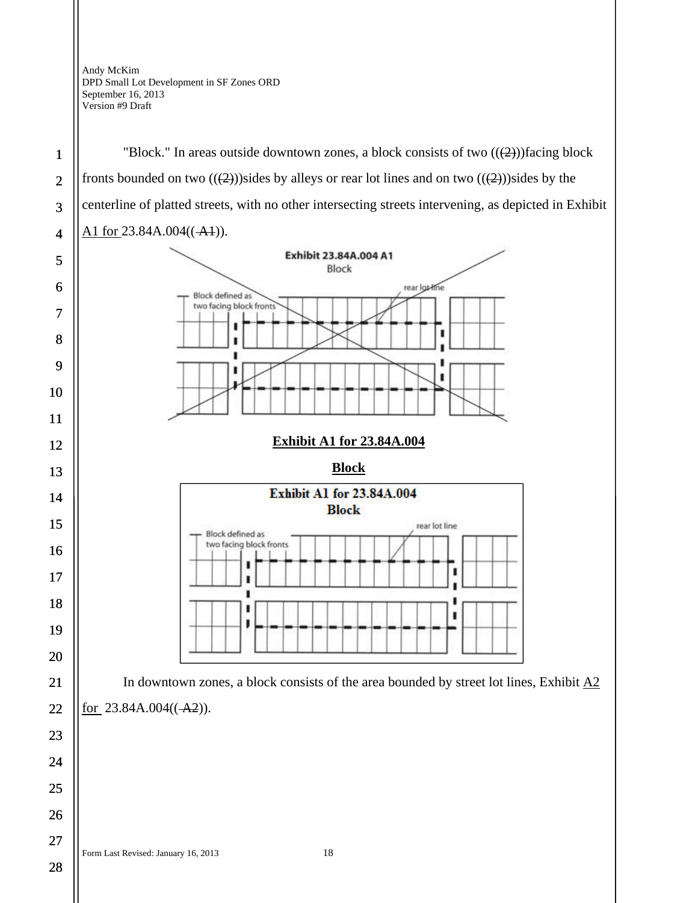"Block." In areas outside downtown zones, a block consists of two (((2)))facing block fronts bounded on two (((2)))sides by alleys or rear lot lines and on two (((2)))sides by the centerline of platted streets, with no other intersecting streets intervening, as depicted in Exhibit A1 for 23.84A.004(( A1)).

**Exhibit A1 for 23.84A.004**

**Block**

In downtown zones, a block consists of the area bounded by street lot lines, Exhibit A2 for 23.84A.004(( A2)).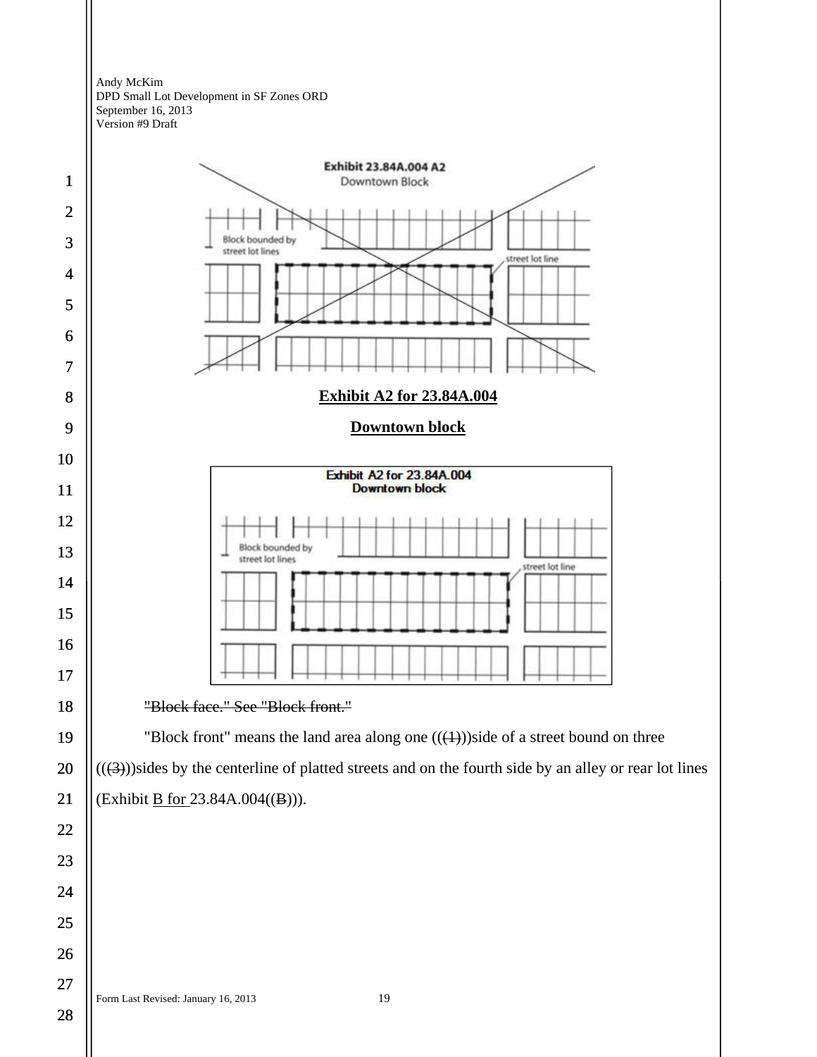Exhibit 23.84A.004 A2
Downtown Block

Block bounded by street lot lines

street lot line

**<u>Exhibit A2 for 23.84A.004</u>**

**<u>Downtown block</u>**

Exhibit A2 for 23.84A.004
Downtown block

Block bounded by street lot lines

street lot line

~~"Block face." See "Block front."~~

"Block front" means the land area along one ((~~(1)~~))side of a street bound on three ((~~(3)~~))sides by the centerline of platted streets and on the fourth side by an alley or rear lot lines (Exhibit <u>B for</u> 23.84A.004((~~B~~))).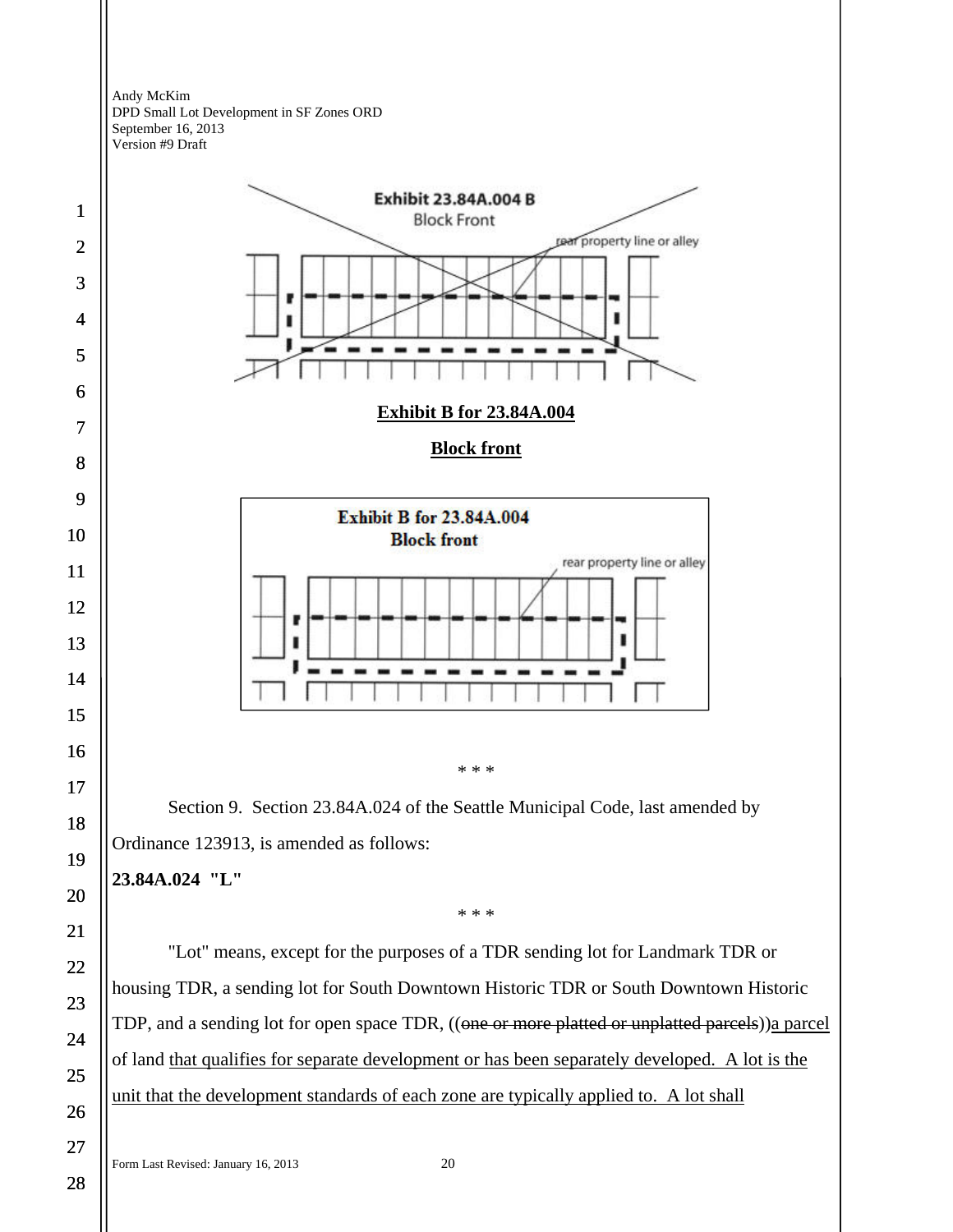Exhibit 23.84A.004 B

Block Front

rear property line or alley

**<u>Exhibit B for 23.84A.004</u>**

**<u>Block front</u>**

**Exhibit B for 23.84A.004**
**Block front**

rear property line or alley

\* \* \*

Section 9. Section 23.84A.024 of the Seattle Municipal Code, last amended by Ordinance 123913, is amended as follows:

**23.84A.024 "L"**

\* \* \*

"Lot" means, except for the purposes of a TDR sending lot for Landmark TDR or housing TDR, a sending lot for South Downtown Historic TDR or South Downtown Historic TDP, and a sending lot for open space TDR, ((~~one or more platted or unplatted parcels~~))<u>a parcel</u> of land <u>that qualifies for separate development or has been separately developed. A lot is the unit that the development standards of each zone are typically applied to. A lot shall</u>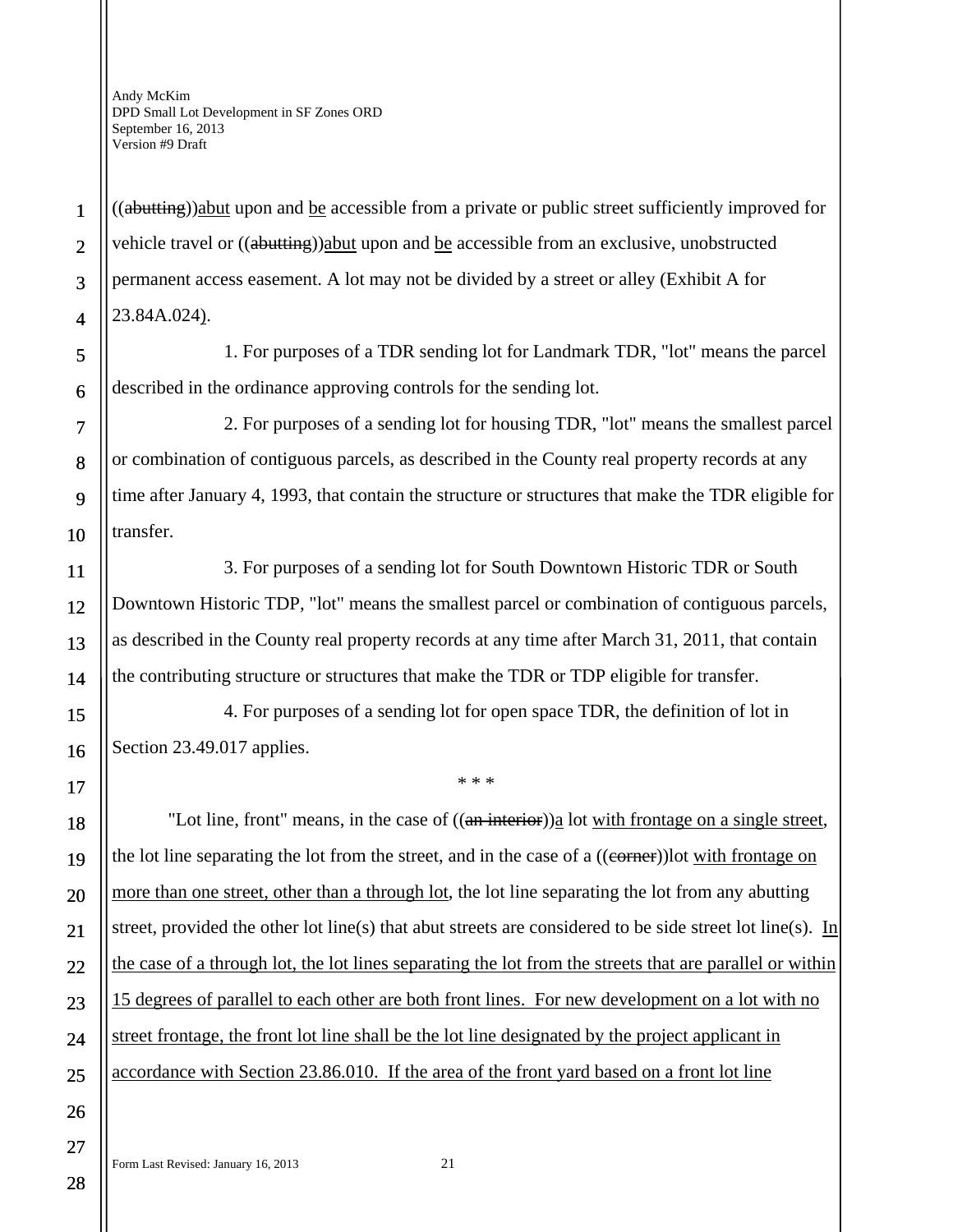((~~abutting~~))<u>abut</u> upon and <u>be</u> accessible from a private or public street sufficiently improved for vehicle travel or ((~~abutting~~))<u>abut</u> upon and <u>be</u> accessible from an exclusive, unobstructed permanent access easement. A lot may not be divided by a street or alley (Exhibit A for 23.84A.024<u>)</u>.

1. For purposes of a TDR sending lot for Landmark TDR, "lot" means the parcel described in the ordinance approving controls for the sending lot.

2. For purposes of a sending lot for housing TDR, "lot" means the smallest parcel or combination of contiguous parcels, as described in the County real property records at any time after January 4, 1993, that contain the structure or structures that make the TDR eligible for transfer.

3. For purposes of a sending lot for South Downtown Historic TDR or South Downtown Historic TDP, "lot" means the smallest parcel or combination of contiguous parcels, as described in the County real property records at any time after March 31, 2011, that contain the contributing structure or structures that make the TDR or TDP eligible for transfer.

4. For purposes of a sending lot for open space TDR, the definition of lot in Section 23.49.017 applies.

\* \* \*

"Lot line, front" means, in the case of ((~~an interior~~))<u>a</u> lot <u>with frontage on a single street</u>, the lot line separating the lot from the street, and in the case of a ((~~corner~~))lot <u>with frontage on more than one street, other than a through lot</u>, the lot line separating the lot from any abutting street, provided the other lot line(s) that abut streets are considered to be side street lot line(s). <u>In the case of a through lot, the lot lines separating the lot from the streets that are parallel or within 15 degrees of parallel to each other are both front lines. For new development on a lot with no street frontage, the front lot line shall be the lot line designated by the project applicant in accordance with Section 23.86.010. If the area of the front yard based on a front lot line</u>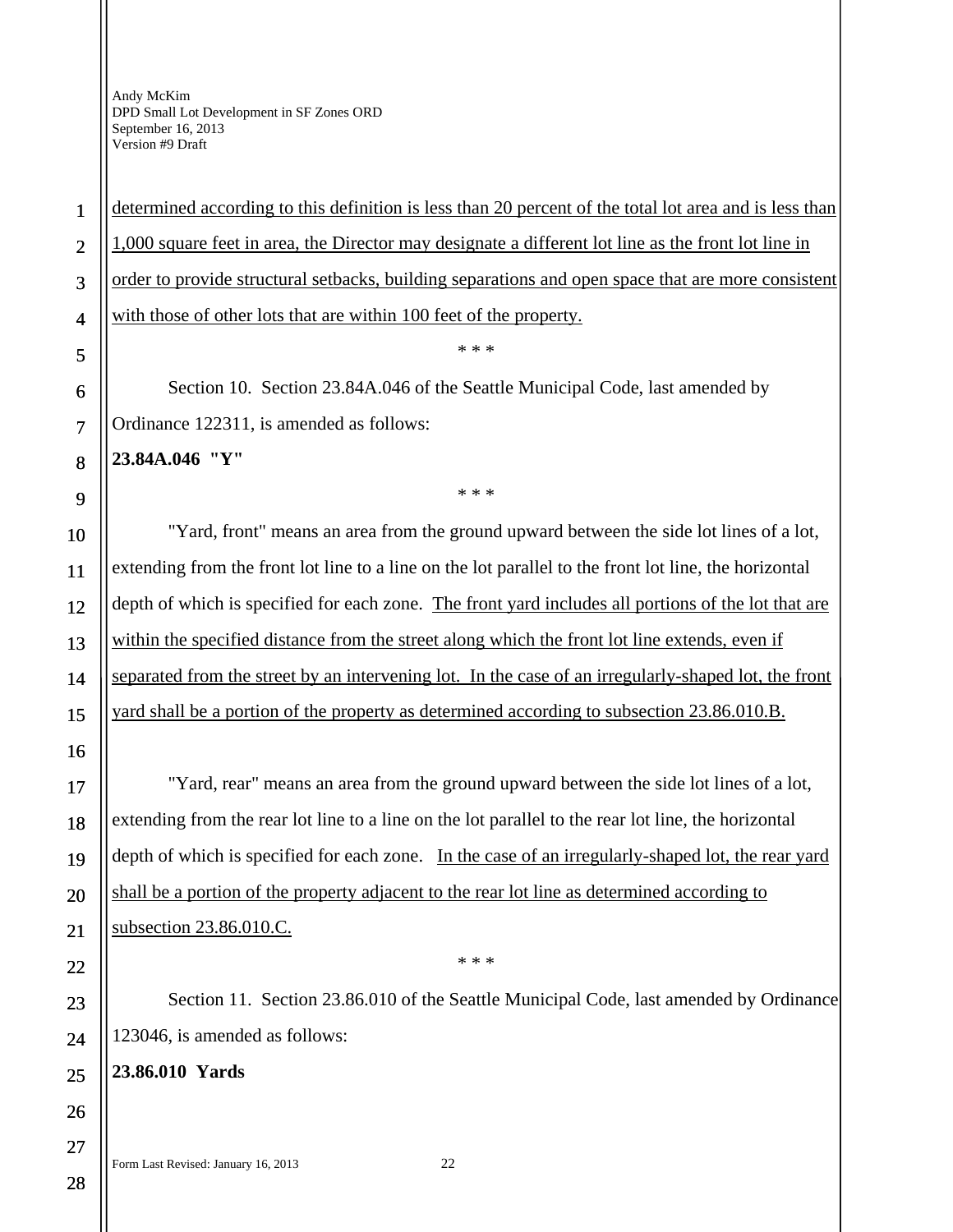determined according to this definition is less than 20 percent of the total lot area and is less than 1,000 square feet in area, the Director may designate a different lot line as the front lot line in order to provide structural setbacks, building separations and open space that are more consistent with those of other lots that are within 100 feet of the property.

\* \* \*

Section 10. Section 23.84A.046 of the Seattle Municipal Code, last amended by Ordinance 122311, is amended as follows:

**23.84A.046 "Y"**

\* \* \*

"Yard, front" means an area from the ground upward between the side lot lines of a lot, extending from the front lot line to a line on the lot parallel to the front lot line, the horizontal depth of which is specified for each zone. The front yard includes all portions of the lot that are within the specified distance from the street along which the front lot line extends, even if separated from the street by an intervening lot. In the case of an irregularly-shaped lot, the front yard shall be a portion of the property as determined according to subsection 23.86.010.B.

"Yard, rear" means an area from the ground upward between the side lot lines of a lot, extending from the rear lot line to a line on the lot parallel to the rear lot line, the horizontal depth of which is specified for each zone. In the case of an irregularly-shaped lot, the rear yard shall be a portion of the property adjacent to the rear lot line as determined according to subsection 23.86.010.C.

\* \* \*

Section 11. Section 23.86.010 of the Seattle Municipal Code, last amended by Ordinance 123046, is amended as follows:

**23.86.010 Yards**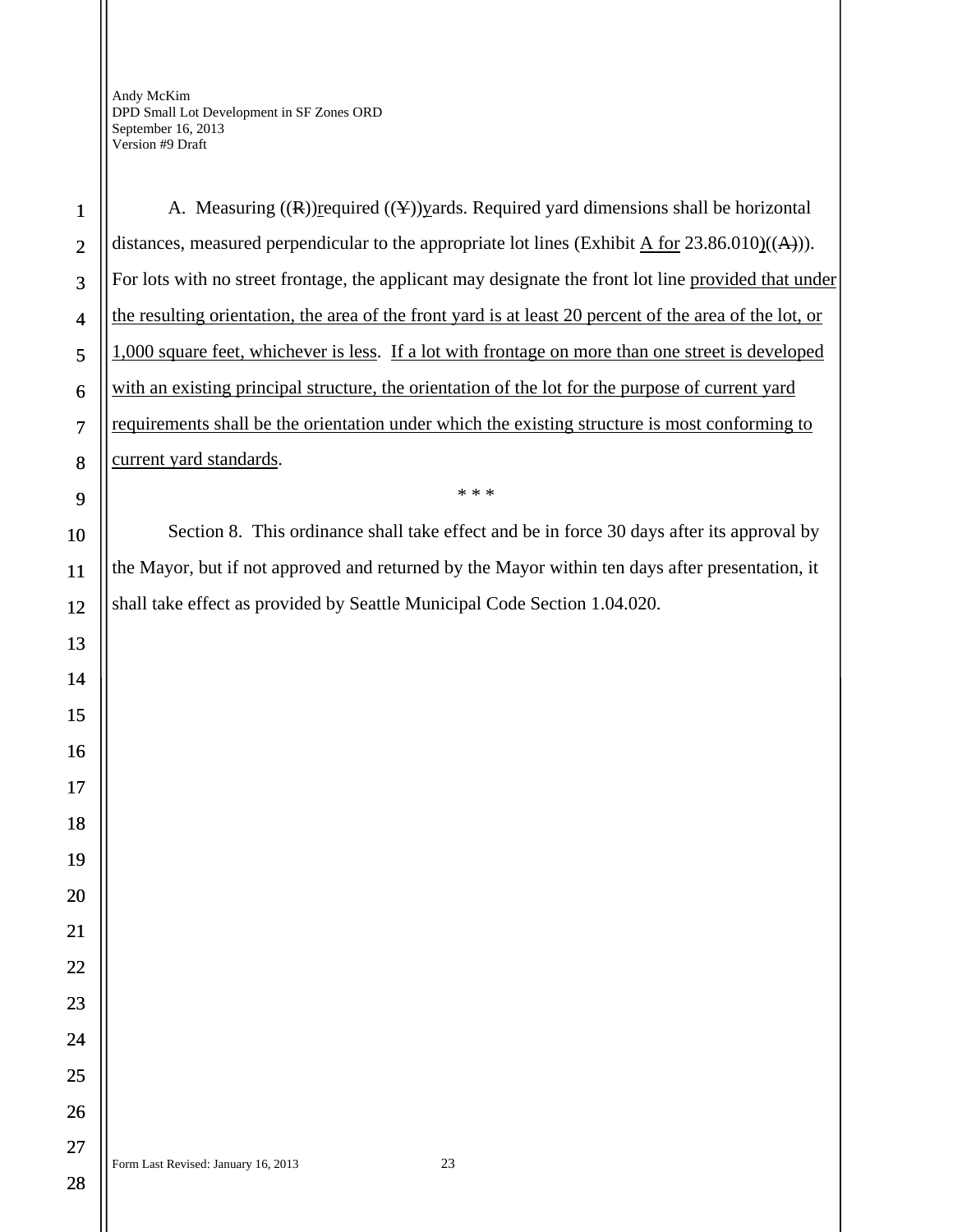A. Measuring ((R))required ((Y))yards. Required yard dimensions shall be horizontal distances, measured perpendicular to the appropriate lot lines (Exhibit A for 23.86.010)((A))). For lots with no street frontage, the applicant may designate the front lot line provided that under the resulting orientation, the area of the front yard is at least 20 percent of the area of the lot, or 1,000 square feet, whichever is less. If a lot with frontage on more than one street is developed with an existing principal structure, the orientation of the lot for the purpose of current yard requirements shall be the orientation under which the existing structure is most conforming to current yard standards.

\* \* \*

Section 8. This ordinance shall take effect and be in force 30 days after its approval by the Mayor, but if not approved and returned by the Mayor within ten days after presentation, it shall take effect as provided by Seattle Municipal Code Section 1.04.020.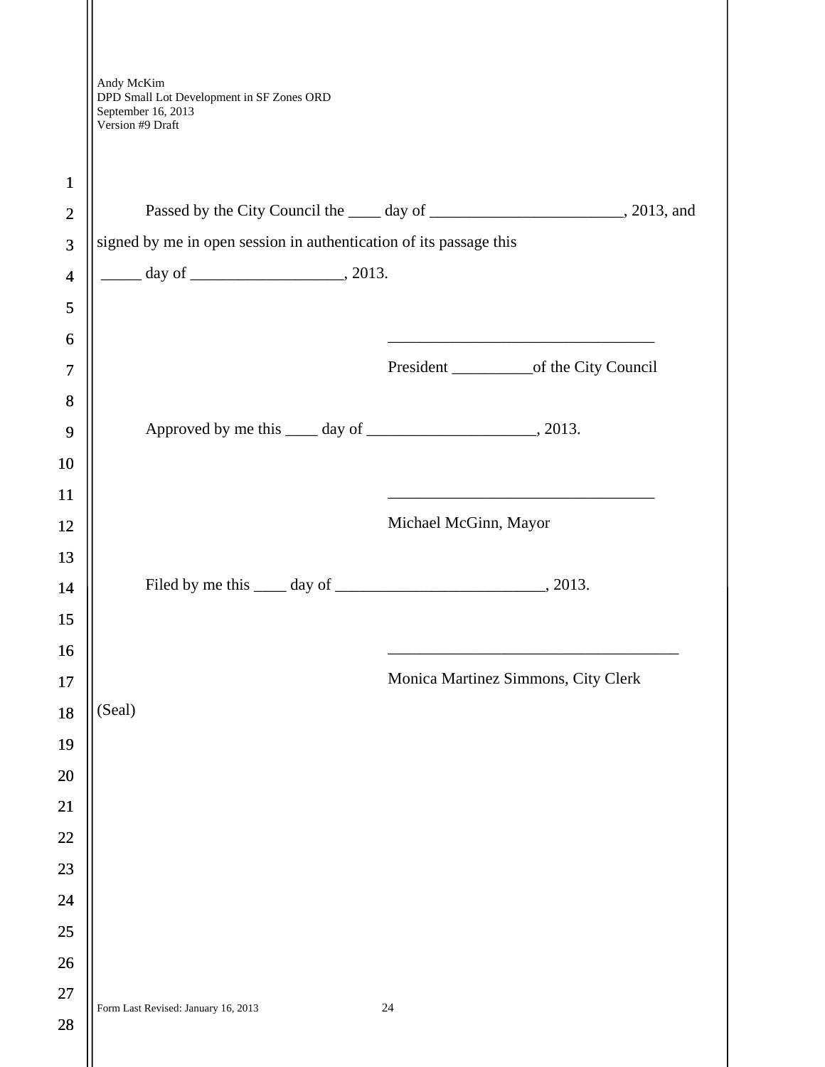Passed by the City Council the ____ day of ________________________, 2013, and signed by me in open session in authentication of its passage this

_____ day of ___________________, 2013.

________________________________

President __________of the City Council

Approved by me this ____ day of _____________________, 2013.

________________________________

Michael McGinn, Mayor

Filed by me this ____ day of __________________________, 2013.

___________________________________

Monica Martinez Simmons, City Clerk

(Seal)